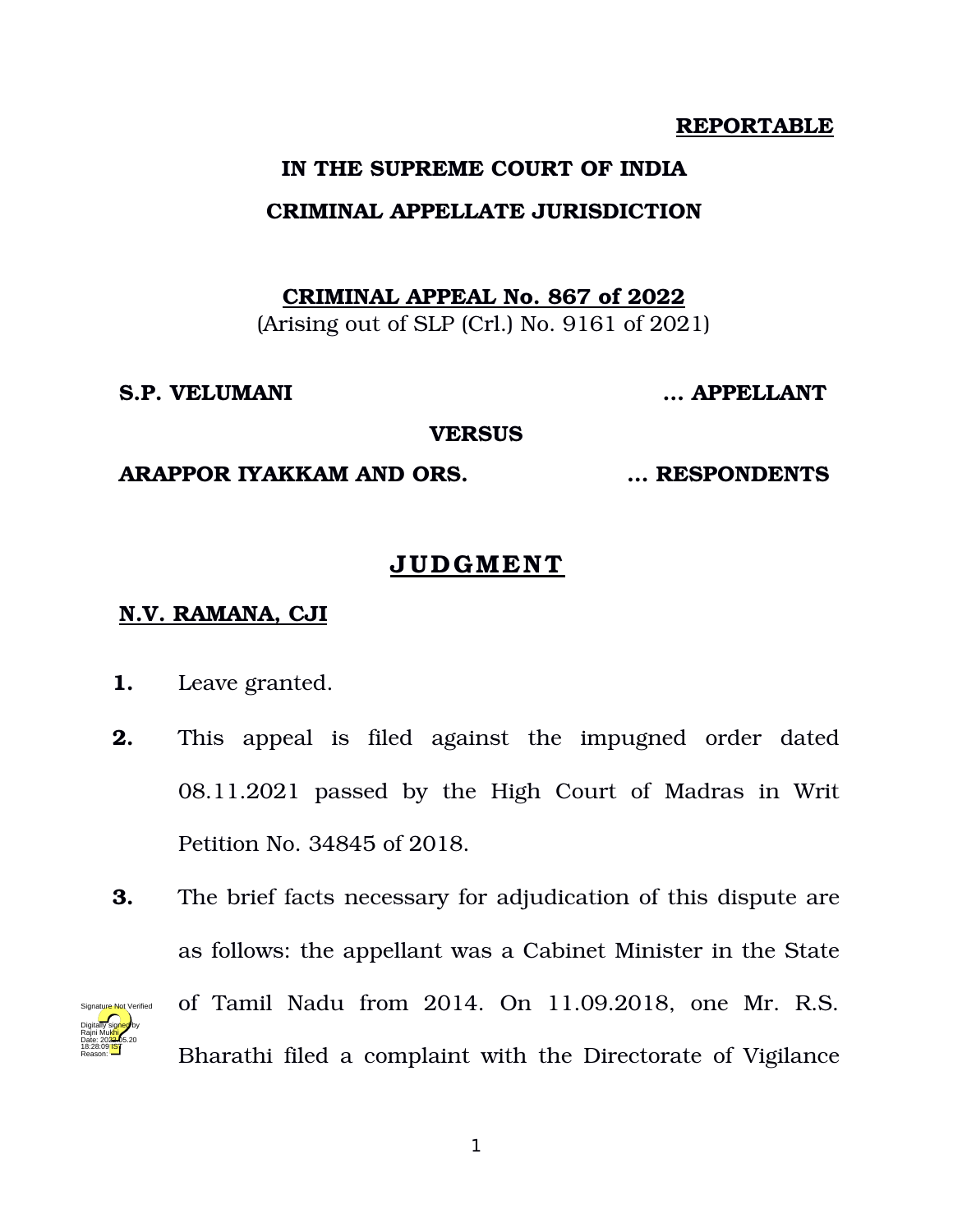**REPORTABLE**

**IN THE SUPREME COURT OF INDIA**

**CRIMINAL APPELLATE JURISDICTION**

**CRIMINAL APPEAL No. 867 of 2022**
(Arising out of SLP (Crl.) No. 9161 of 2021)

**S.P. VELUMANI** ... **APPELLANT**

**VERSUS**

**ARAPPOR IYAKKAM AND ORS.** ... **RESPONDENTS**

# JUDGMENT

**N.V. RAMANA, CJI**

**1.** Leave granted.

**2.** This appeal is filed against the impugned order dated 08.11.2021 passed by the High Court of Madras in Writ Petition No. 34845 of 2018.

**3.** The brief facts necessary for adjudication of this dispute are as follows: the appellant was a Cabinet Minister in the State of Tamil Nadu from 2014. On 11.09.2018, one Mr. R.S. Bharathi filed a complaint with the Directorate of Vigilance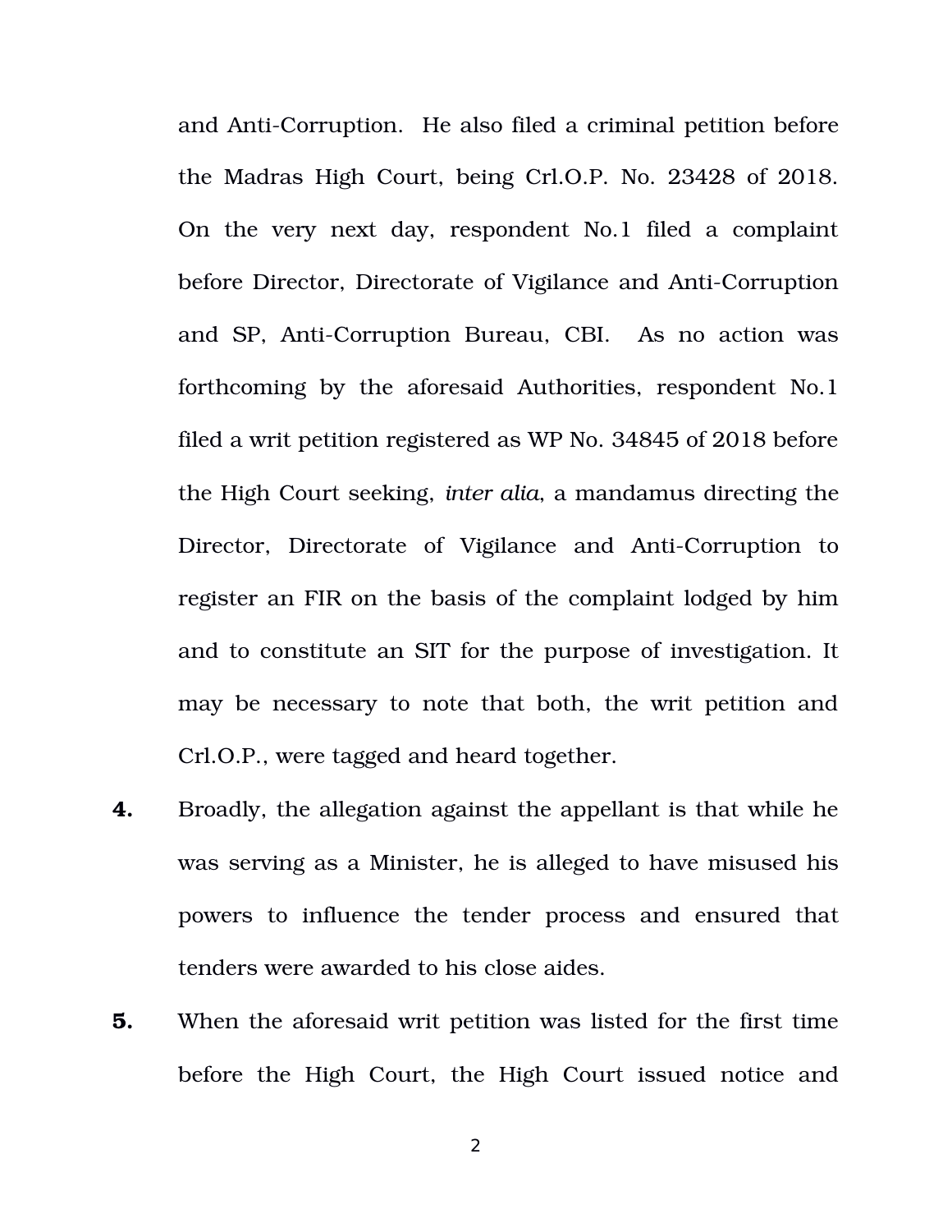and Anti-Corruption. He also filed a criminal petition before the Madras High Court, being Crl.O.P. No. 23428 of 2018. On the very next day, respondent No.1 filed a complaint before Director, Directorate of Vigilance and Anti-Corruption and SP, Anti-Corruption Bureau, CBI. As no action was forthcoming by the aforesaid Authorities, respondent No.1 filed a writ petition registered as WP No. 34845 of 2018 before the High Court seeking, *inter alia*, a mandamus directing the Director, Directorate of Vigilance and Anti-Corruption to register an FIR on the basis of the complaint lodged by him and to constitute an SIT for the purpose of investigation. It may be necessary to note that both, the writ petition and Crl.O.P., were tagged and heard together.

**4.** Broadly, the allegation against the appellant is that while he was serving as a Minister, he is alleged to have misused his powers to influence the tender process and ensured that tenders were awarded to his close aides.

**5.** When the aforesaid writ petition was listed for the first time before the High Court, the High Court issued notice and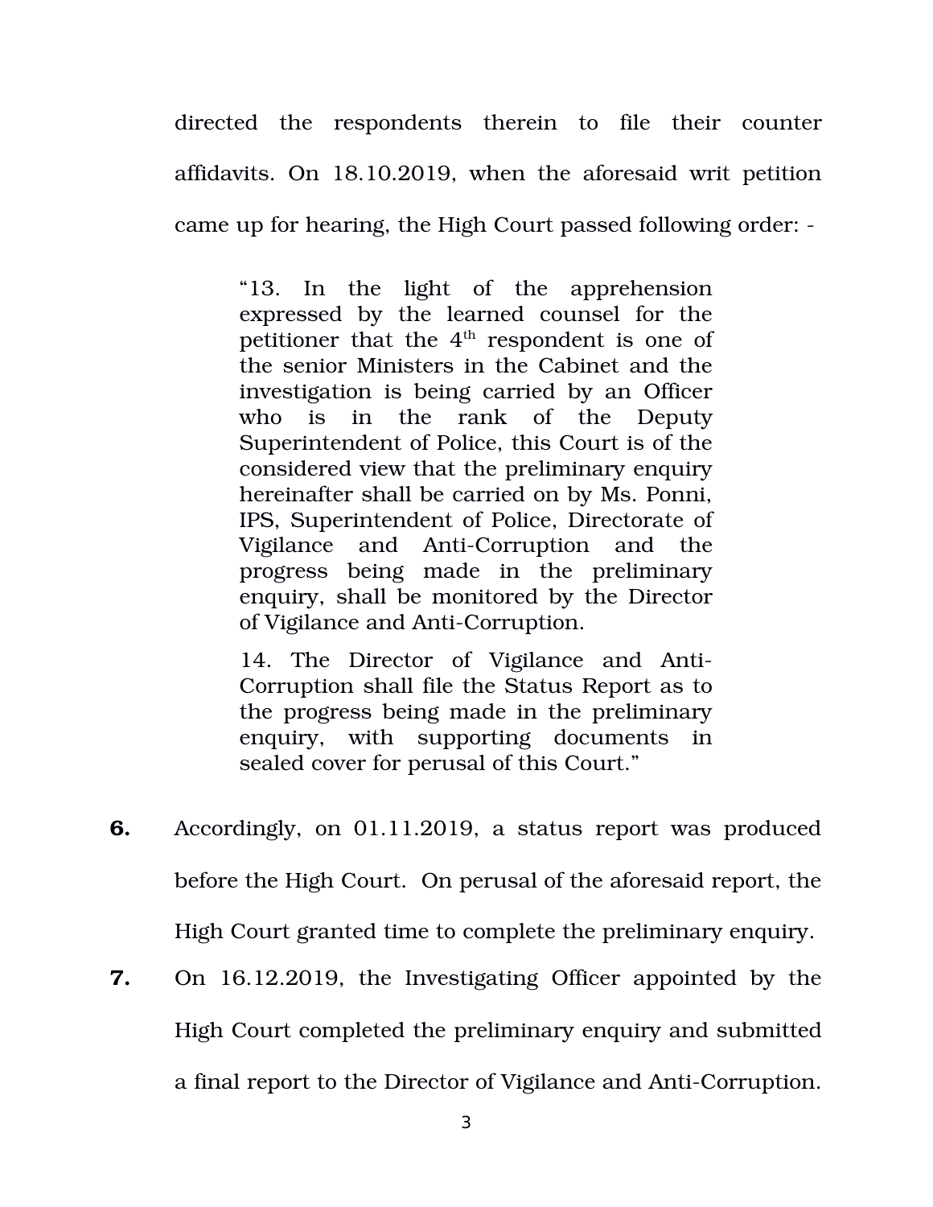directed the respondents therein to file their counter affidavits. On 18.10.2019, when the aforesaid writ petition came up for hearing, the High Court passed following order: -

> "13. In the light of the apprehension expressed by the learned counsel for the petitioner that the 4th respondent is one of the senior Ministers in the Cabinet and the investigation is being carried by an Officer who is in the rank of the Deputy Superintendent of Police, this Court is of the considered view that the preliminary enquiry hereinafter shall be carried on by Ms. Ponni, IPS, Superintendent of Police, Directorate of Vigilance and Anti-Corruption and the progress being made in the preliminary enquiry, shall be monitored by the Director of Vigilance and Anti-Corruption.
>
> 14. The Director of Vigilance and Anti-Corruption shall file the Status Report as to the progress being made in the preliminary enquiry, with supporting documents in sealed cover for perusal of this Court."

**6.** Accordingly, on 01.11.2019, a status report was produced before the High Court. On perusal of the aforesaid report, the High Court granted time to complete the preliminary enquiry.

**7.** On 16.12.2019, the Investigating Officer appointed by the High Court completed the preliminary enquiry and submitted a final report to the Director of Vigilance and Anti-Corruption.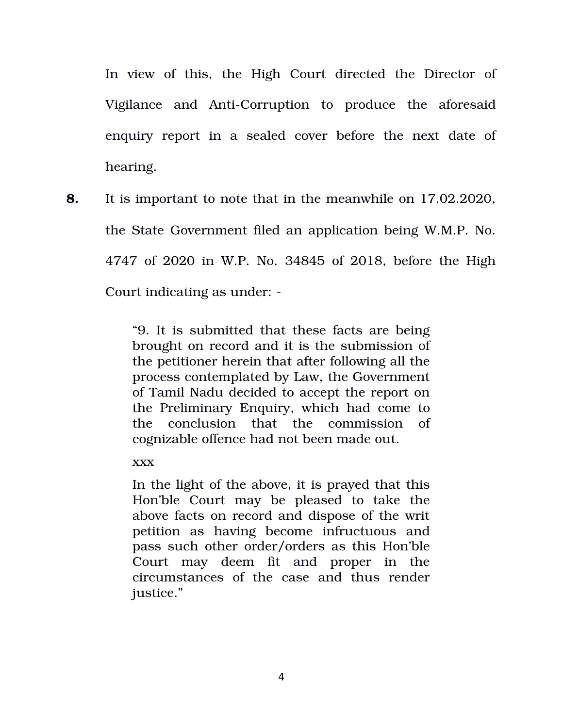In view of this, the High Court directed the Director of Vigilance and Anti-Corruption to produce the aforesaid enquiry report in a sealed cover before the next date of hearing.

**8.** It is important to note that in the meanwhile on 17.02.2020, the State Government filed an application being W.M.P. No. 4747 of 2020 in W.P. No. 34845 of 2018, before the High Court indicating as under: -

> "9. It is submitted that these facts are being brought on record and it is the submission of the petitioner herein that after following all the process contemplated by Law, the Government of Tamil Nadu decided to accept the report on the Preliminary Enquiry, which had come to the conclusion that the commission of cognizable offence had not been made out.
>
> xxx
>
> In the light of the above, it is prayed that this Hon'ble Court may be pleased to take the above facts on record and dispose of the writ petition as having become infructuous and pass such other order/orders as this Hon'ble Court may deem fit and proper in the circumstances of the case and thus render justice."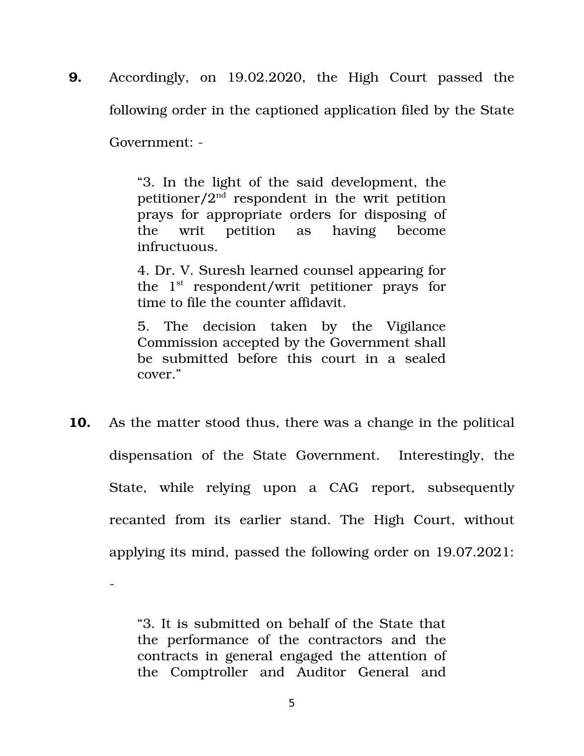**9.** Accordingly, on 19.02.2020, the High Court passed the following order in the captioned application filed by the State Government: -

> "3. In the light of the said development, the petitioner/2nd respondent in the writ petition prays for appropriate orders for disposing of the writ petition as having become infructuous.
>
> 4. Dr. V. Suresh learned counsel appearing for the 1st respondent/writ petitioner prays for time to file the counter affidavit.
>
> 5. The decision taken by the Vigilance Commission accepted by the Government shall be submitted before this court in a sealed cover."

**10.** As the matter stood thus, there was a change in the political dispensation of the State Government. Interestingly, the State, while relying upon a CAG report, subsequently recanted from its earlier stand. The High Court, without applying its mind, passed the following order on 19.07.2021: -

> "3. It is submitted on behalf of the State that the performance of the contractors and the contracts in general engaged the attention of the Comptroller and Auditor General and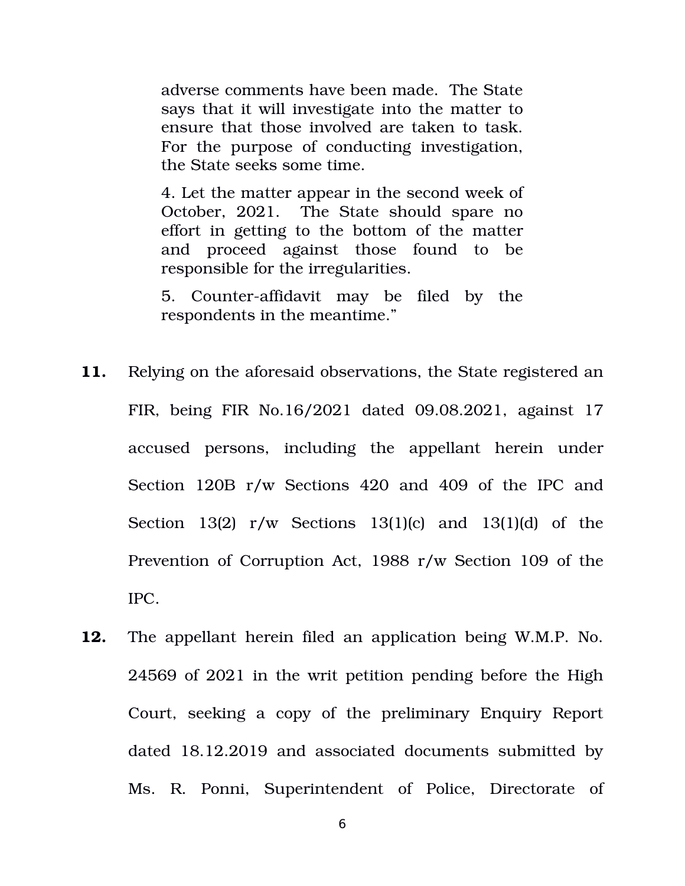> adverse comments have been made. The State says that it will investigate into the matter to ensure that those involved are taken to task. For the purpose of conducting investigation, the State seeks some time.
>
> 4. Let the matter appear in the second week of October, 2021. The State should spare no effort in getting to the bottom of the matter and proceed against those found to be responsible for the irregularities.
>
> 5. Counter-affidavit may be filed by the respondents in the meantime."

**11.** Relying on the aforesaid observations, the State registered an FIR, being FIR No.16/2021 dated 09.08.2021, against 17 accused persons, including the appellant herein under Section 120B r/w Sections 420 and 409 of the IPC and Section 13(2) r/w Sections 13(1)(c) and 13(1)(d) of the Prevention of Corruption Act, 1988 r/w Section 109 of the IPC.

**12.** The appellant herein filed an application being W.M.P. No. 24569 of 2021 in the writ petition pending before the High Court, seeking a copy of the preliminary Enquiry Report dated 18.12.2019 and associated documents submitted by Ms. R. Ponni, Superintendent of Police, Directorate of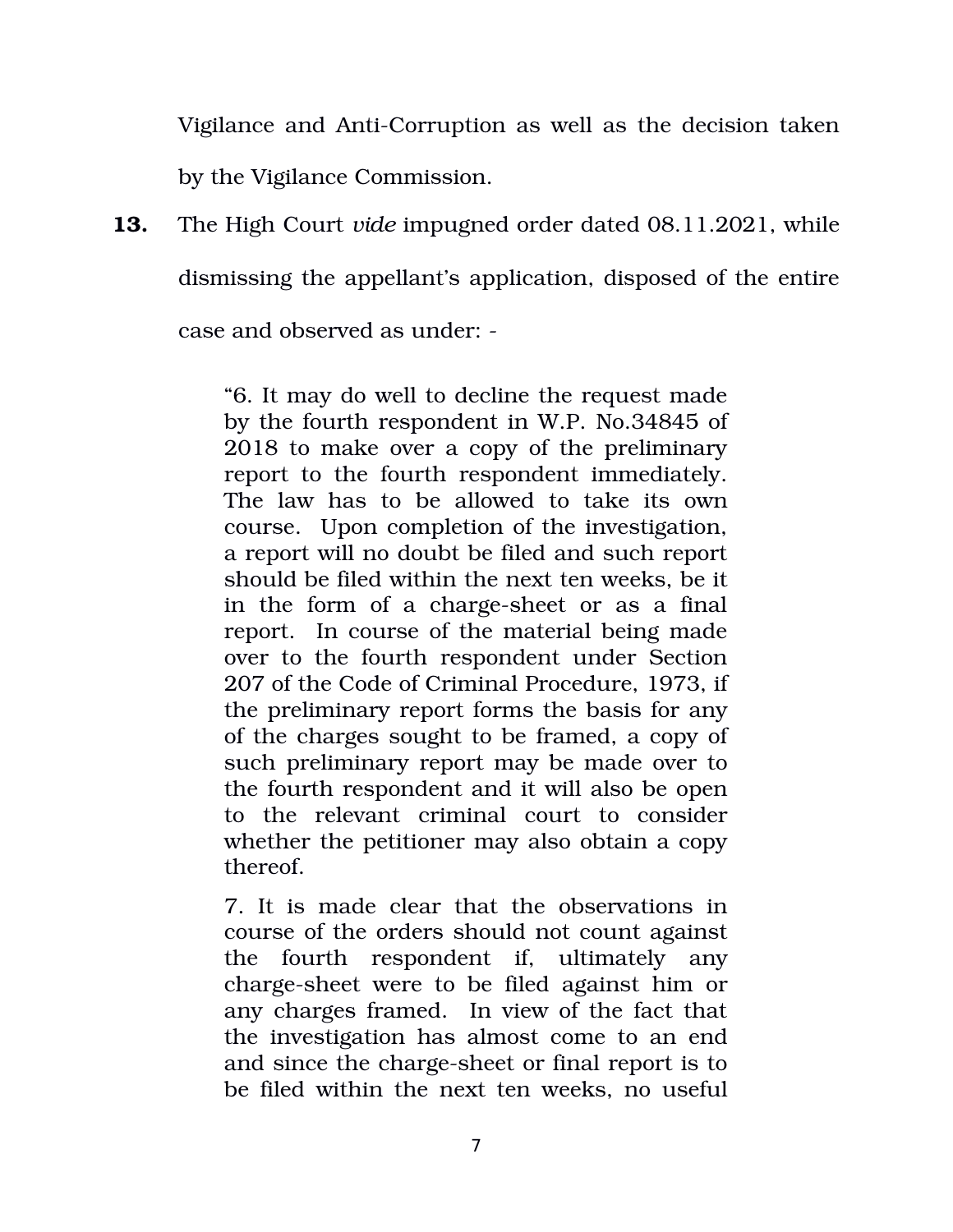Vigilance and Anti-Corruption as well as the decision taken by the Vigilance Commission.

**13.** The High Court *vide* impugned order dated 08.11.2021, while dismissing the appellant's application, disposed of the entire case and observed as under: -

> "6. It may do well to decline the request made by the fourth respondent in W.P. No.34845 of 2018 to make over a copy of the preliminary report to the fourth respondent immediately. The law has to be allowed to take its own course. Upon completion of the investigation, a report will no doubt be filed and such report should be filed within the next ten weeks, be it in the form of a charge-sheet or as a final report. In course of the material being made over to the fourth respondent under Section 207 of the Code of Criminal Procedure, 1973, if the preliminary report forms the basis for any of the charges sought to be framed, a copy of such preliminary report may be made over to the fourth respondent and it will also be open to the relevant criminal court to consider whether the petitioner may also obtain a copy thereof.
>
> 7. It is made clear that the observations in course of the orders should not count against the fourth respondent if, ultimately any charge-sheet were to be filed against him or any charges framed. In view of the fact that the investigation has almost come to an end and since the charge-sheet or final report is to be filed within the next ten weeks, no useful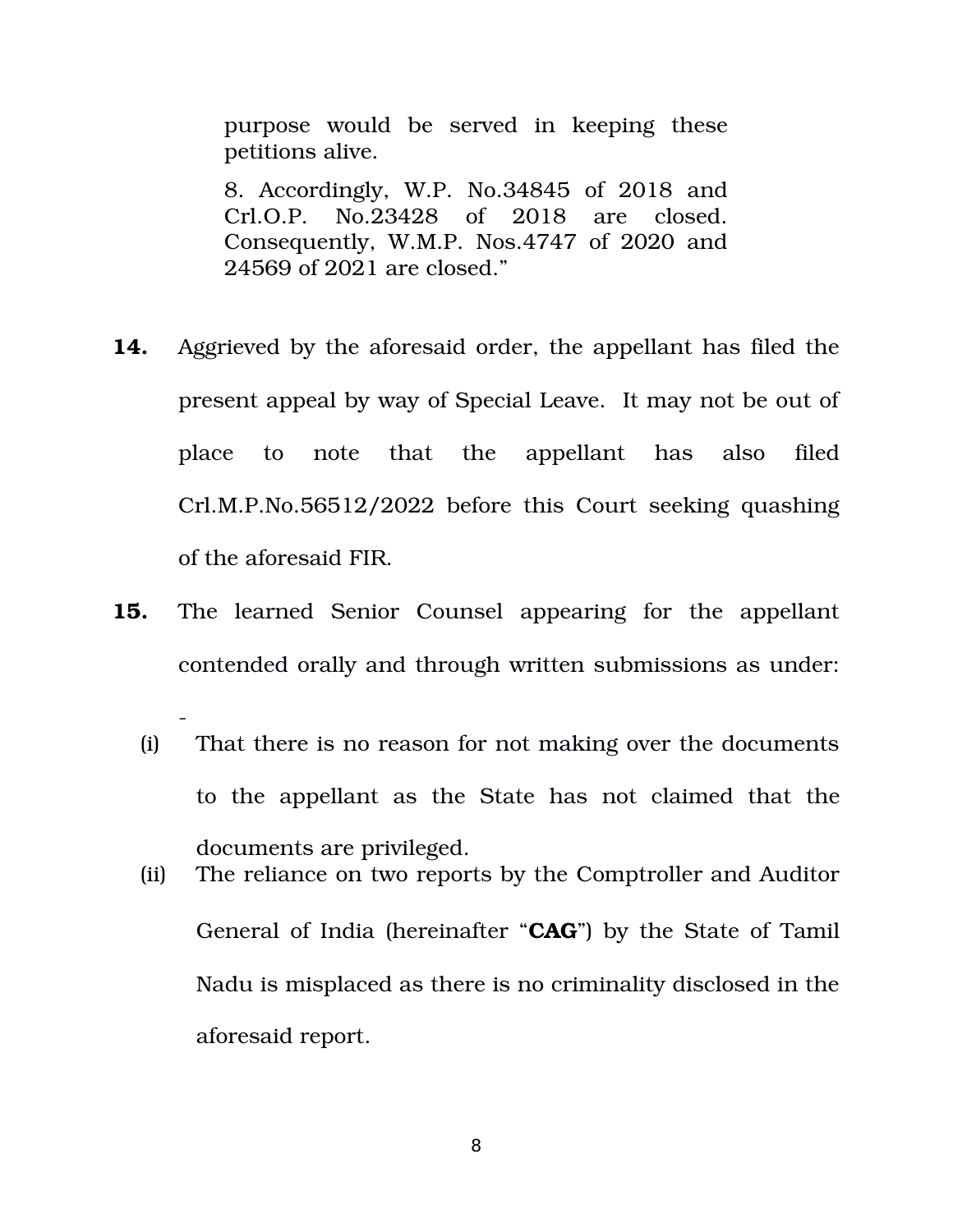> purpose would be served in keeping these petitions alive.
>
> 8. Accordingly, W.P. No.34845 of 2018 and Crl.O.P. No.23428 of 2018 are closed. Consequently, W.M.P. Nos.4747 of 2020 and 24569 of 2021 are closed."

**14.** Aggrieved by the aforesaid order, the appellant has filed the present appeal by way of Special Leave. It may not be out of place to note that the appellant has also filed Crl.M.P.No.56512/2022 before this Court seeking quashing of the aforesaid FIR.

**15.** The learned Senior Counsel appearing for the appellant contended orally and through written submissions as under: -

(i) That there is no reason for not making over the documents to the appellant as the State has not claimed that the documents are privileged.

(ii) The reliance on two reports by the Comptroller and Auditor General of India (hereinafter "**CAG**") by the State of Tamil Nadu is misplaced as there is no criminality disclosed in the aforesaid report.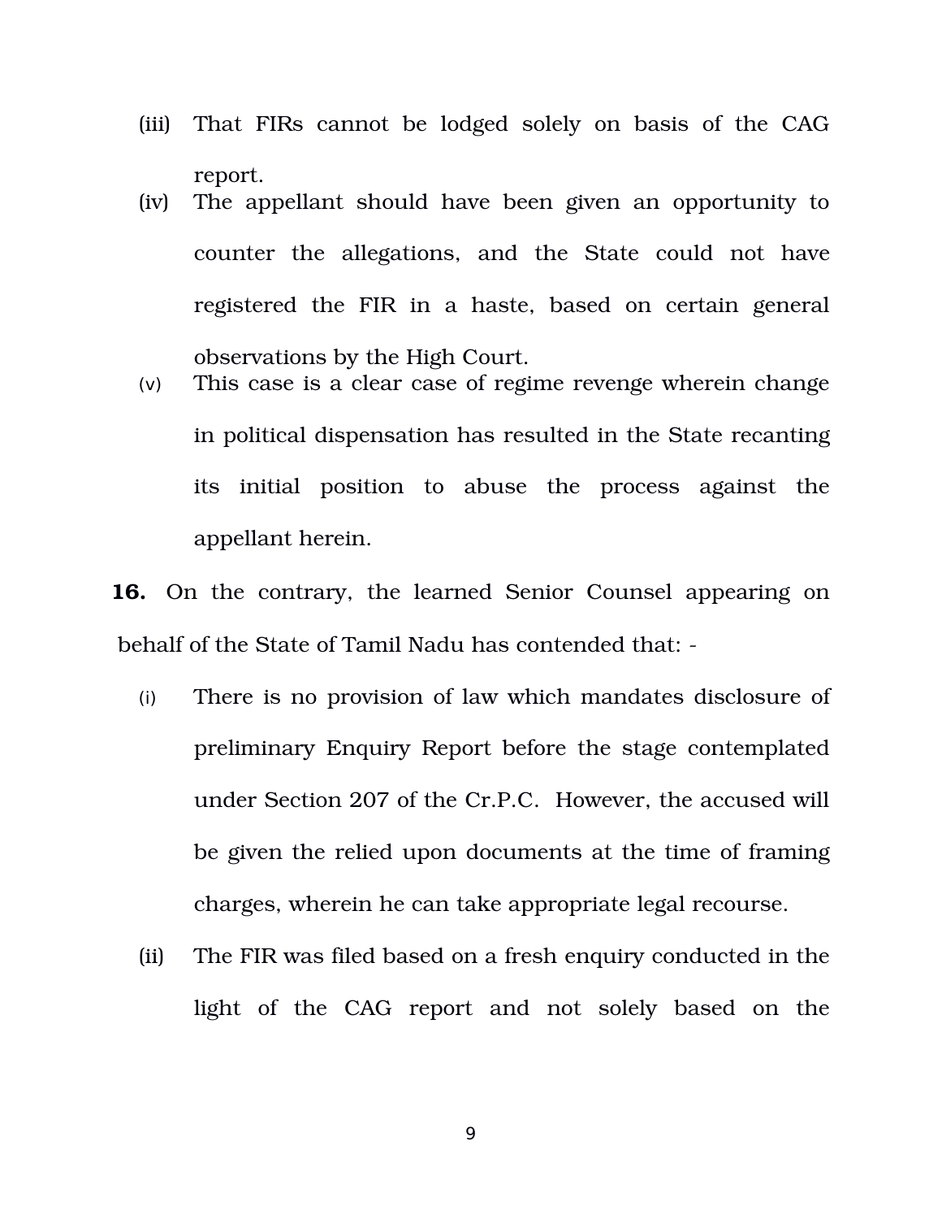(iii) That FIRs cannot be lodged solely on basis of the CAG report.

(iv) The appellant should have been given an opportunity to counter the allegations, and the State could not have registered the FIR in a haste, based on certain general observations by the High Court.

(v) This case is a clear case of regime revenge wherein change in political dispensation has resulted in the State recanting its initial position to abuse the process against the appellant herein.

**16.** On the contrary, the learned Senior Counsel appearing on behalf of the State of Tamil Nadu has contended that: -

(i) There is no provision of law which mandates disclosure of preliminary Enquiry Report before the stage contemplated under Section 207 of the Cr.P.C. However, the accused will be given the relied upon documents at the time of framing charges, wherein he can take appropriate legal recourse.

(ii) The FIR was filed based on a fresh enquiry conducted in the light of the CAG report and not solely based on the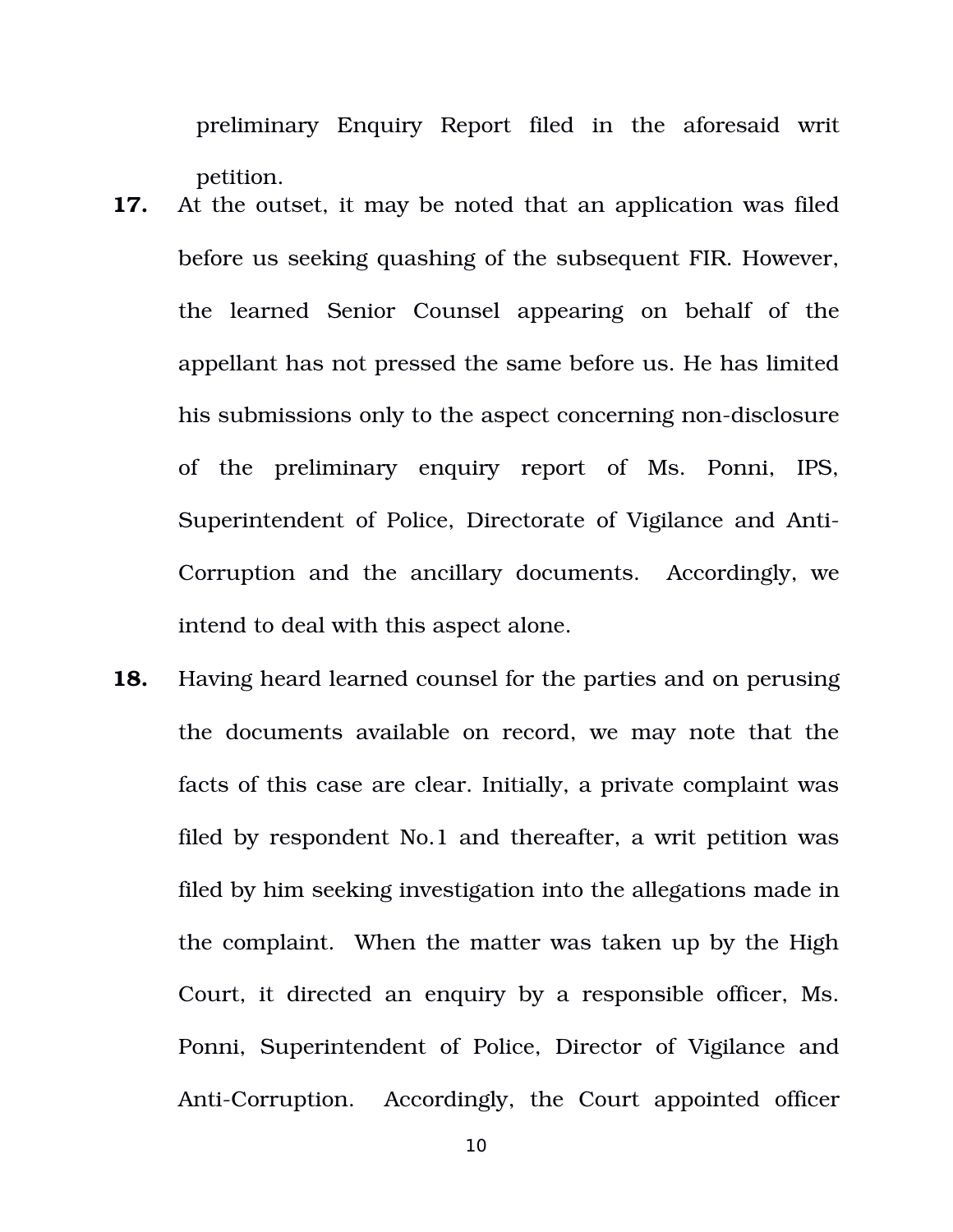preliminary Enquiry Report filed in the aforesaid writ petition.

**17.** At the outset, it may be noted that an application was filed before us seeking quashing of the subsequent FIR. However, the learned Senior Counsel appearing on behalf of the appellant has not pressed the same before us. He has limited his submissions only to the aspect concerning non-disclosure of the preliminary enquiry report of Ms. Ponni, IPS, Superintendent of Police, Directorate of Vigilance and Anti-Corruption and the ancillary documents. Accordingly, we intend to deal with this aspect alone.

**18.** Having heard learned counsel for the parties and on perusing the documents available on record, we may note that the facts of this case are clear. Initially, a private complaint was filed by respondent No.1 and thereafter, a writ petition was filed by him seeking investigation into the allegations made in the complaint. When the matter was taken up by the High Court, it directed an enquiry by a responsible officer, Ms. Ponni, Superintendent of Police, Director of Vigilance and Anti-Corruption. Accordingly, the Court appointed officer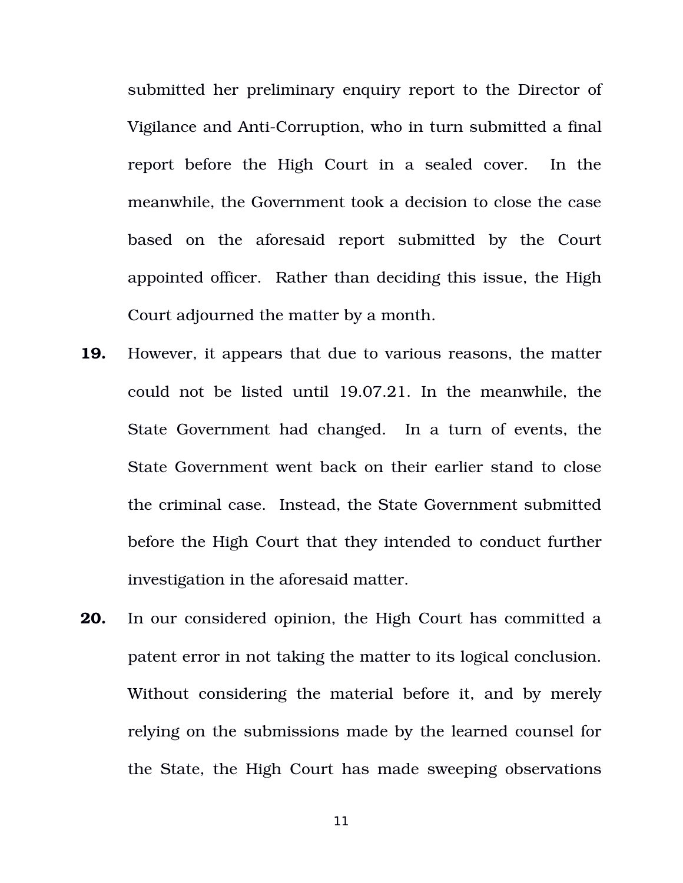submitted her preliminary enquiry report to the Director of Vigilance and Anti-Corruption, who in turn submitted a final report before the High Court in a sealed cover. In the meanwhile, the Government took a decision to close the case based on the aforesaid report submitted by the Court appointed officer. Rather than deciding this issue, the High Court adjourned the matter by a month.

**19.** However, it appears that due to various reasons, the matter could not be listed until 19.07.21. In the meanwhile, the State Government had changed. In a turn of events, the State Government went back on their earlier stand to close the criminal case. Instead, the State Government submitted before the High Court that they intended to conduct further investigation in the aforesaid matter.

**20.** In our considered opinion, the High Court has committed a patent error in not taking the matter to its logical conclusion. Without considering the material before it, and by merely relying on the submissions made by the learned counsel for the State, the High Court has made sweeping observations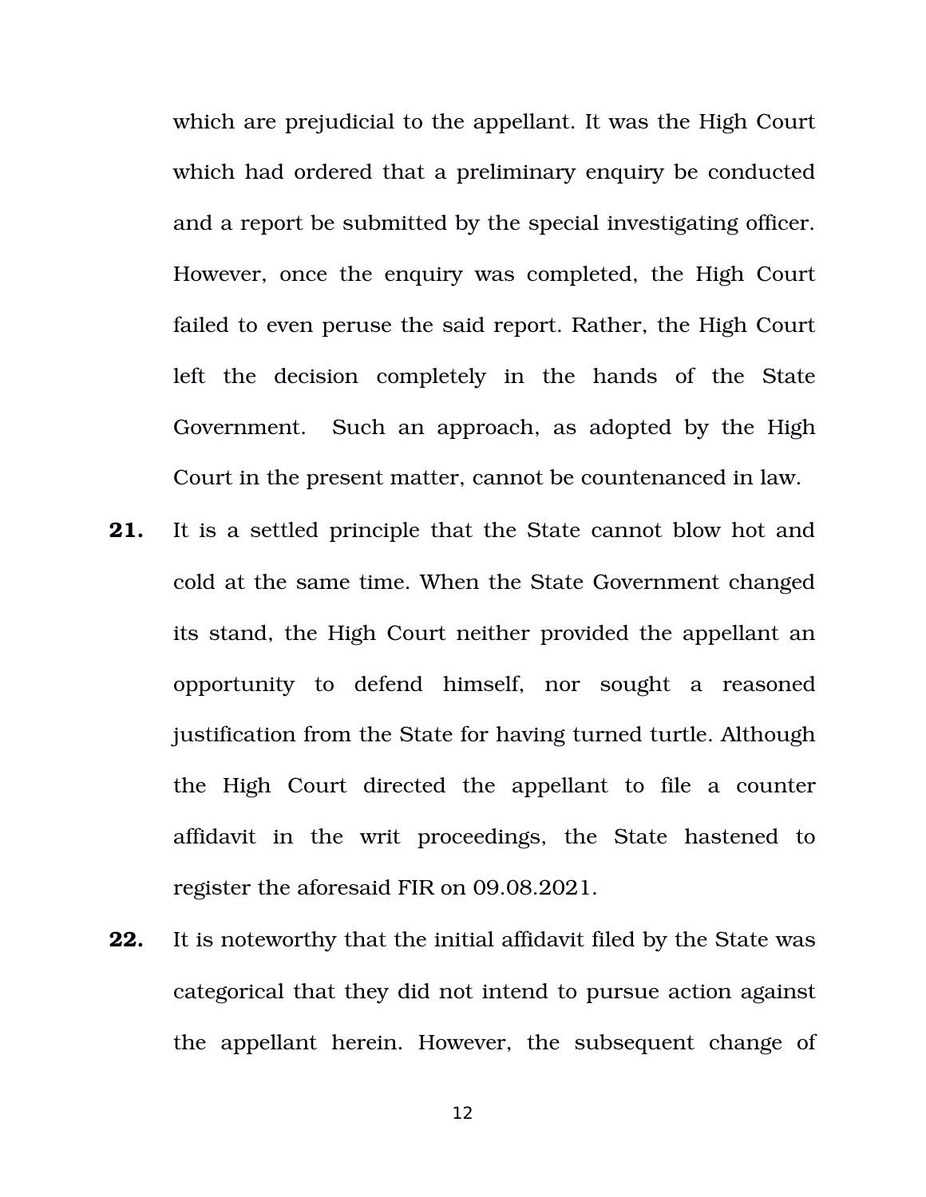which are prejudicial to the appellant. It was the High Court which had ordered that a preliminary enquiry be conducted and a report be submitted by the special investigating officer. However, once the enquiry was completed, the High Court failed to even peruse the said report. Rather, the High Court left the decision completely in the hands of the State Government. Such an approach, as adopted by the High Court in the present matter, cannot be countenanced in law.

**21.** It is a settled principle that the State cannot blow hot and cold at the same time. When the State Government changed its stand, the High Court neither provided the appellant an opportunity to defend himself, nor sought a reasoned justification from the State for having turned turtle. Although the High Court directed the appellant to file a counter affidavit in the writ proceedings, the State hastened to register the aforesaid FIR on 09.08.2021.

**22.** It is noteworthy that the initial affidavit filed by the State was categorical that they did not intend to pursue action against the appellant herein. However, the subsequent change of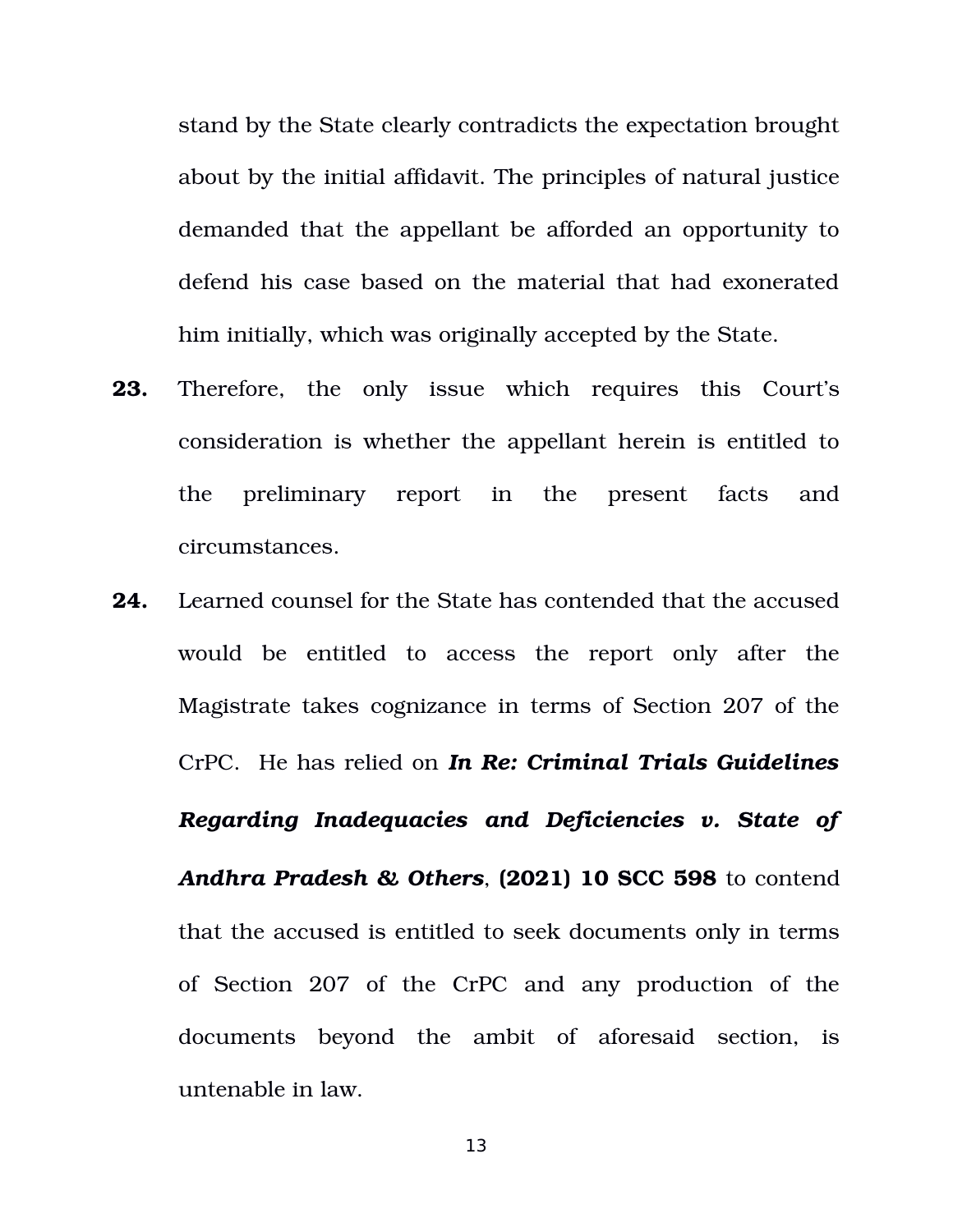stand by the State clearly contradicts the expectation brought about by the initial affidavit. The principles of natural justice demanded that the appellant be afforded an opportunity to defend his case based on the material that had exonerated him initially, which was originally accepted by the State.

**23.** Therefore, the only issue which requires this Court's consideration is whether the appellant herein is entitled to the preliminary report in the present facts and circumstances.

**24.** Learned counsel for the State has contended that the accused would be entitled to access the report only after the Magistrate takes cognizance in terms of Section 207 of the CrPC. He has relied on ***In Re: Criminal Trials Guidelines Regarding Inadequacies and Deficiencies v. State of Andhra Pradesh & Others***, **(2021) 10 SCC 598** to contend that the accused is entitled to seek documents only in terms of Section 207 of the CrPC and any production of the documents beyond the ambit of aforesaid section, is untenable in law.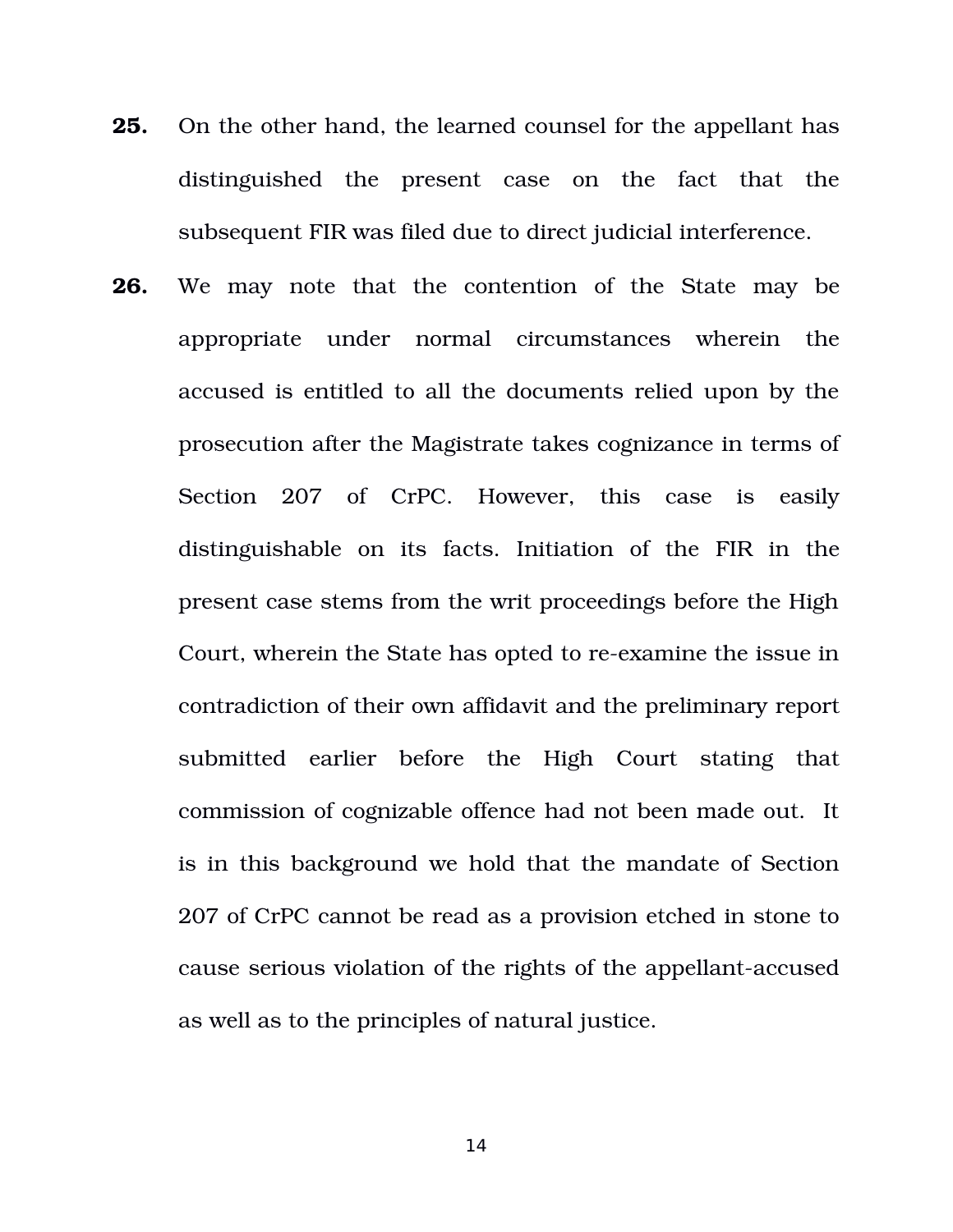**25.** On the other hand, the learned counsel for the appellant has distinguished the present case on the fact that the subsequent FIR was filed due to direct judicial interference.

**26.** We may note that the contention of the State may be appropriate under normal circumstances wherein the accused is entitled to all the documents relied upon by the prosecution after the Magistrate takes cognizance in terms of Section 207 of CrPC. However, this case is easily distinguishable on its facts. Initiation of the FIR in the present case stems from the writ proceedings before the High Court, wherein the State has opted to re-examine the issue in contradiction of their own affidavit and the preliminary report submitted earlier before the High Court stating that commission of cognizable offence had not been made out. It is in this background we hold that the mandate of Section 207 of CrPC cannot be read as a provision etched in stone to cause serious violation of the rights of the appellant-accused as well as to the principles of natural justice.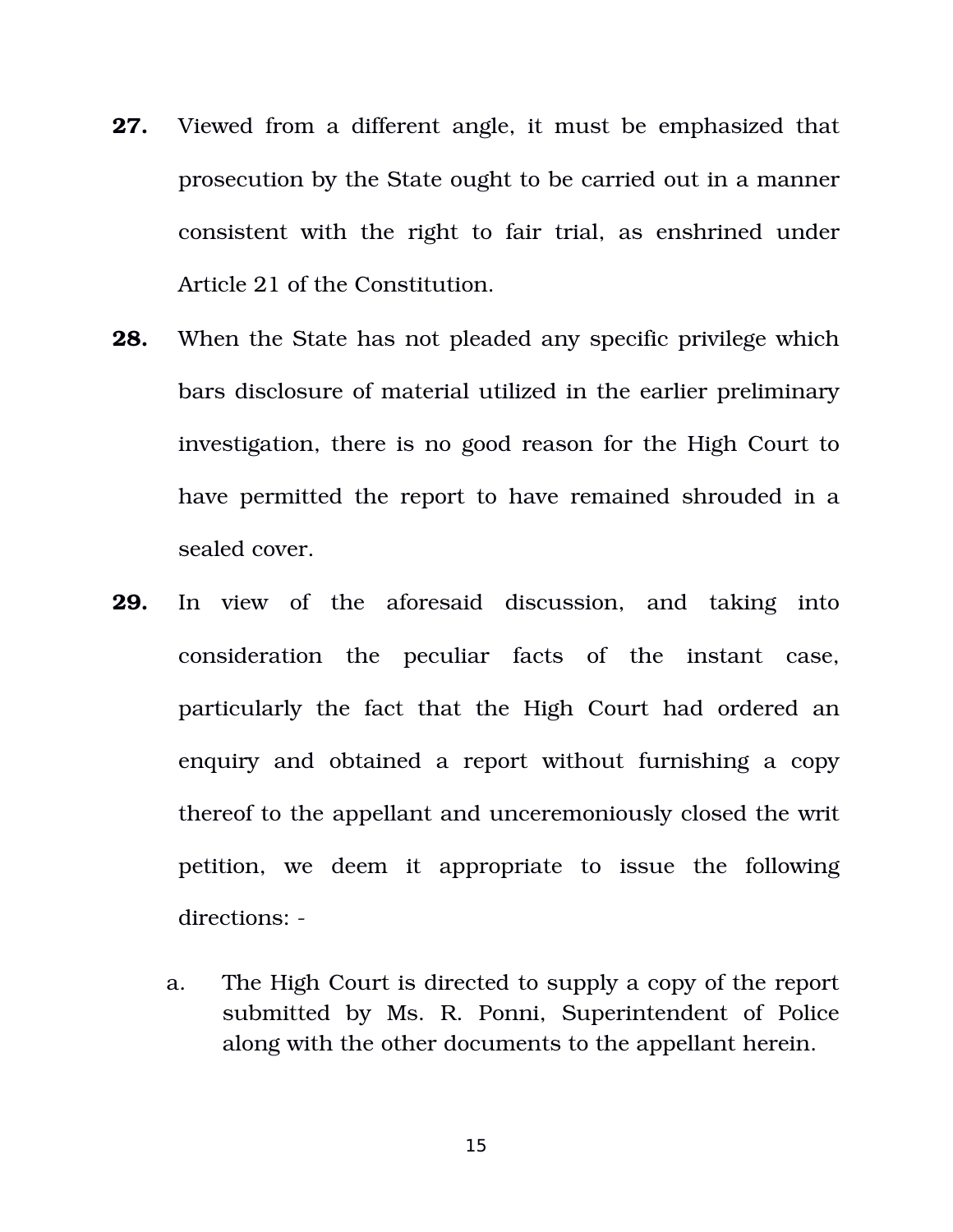**27.** Viewed from a different angle, it must be emphasized that prosecution by the State ought to be carried out in a manner consistent with the right to fair trial, as enshrined under Article 21 of the Constitution.

**28.** When the State has not pleaded any specific privilege which bars disclosure of material utilized in the earlier preliminary investigation, there is no good reason for the High Court to have permitted the report to have remained shrouded in a sealed cover.

**29.** In view of the aforesaid discussion, and taking into consideration the peculiar facts of the instant case, particularly the fact that the High Court had ordered an enquiry and obtained a report without furnishing a copy thereof to the appellant and unceremoniously closed the writ petition, we deem it appropriate to issue the following directions: -

a. The High Court is directed to supply a copy of the report submitted by Ms. R. Ponni, Superintendent of Police along with the other documents to the appellant herein.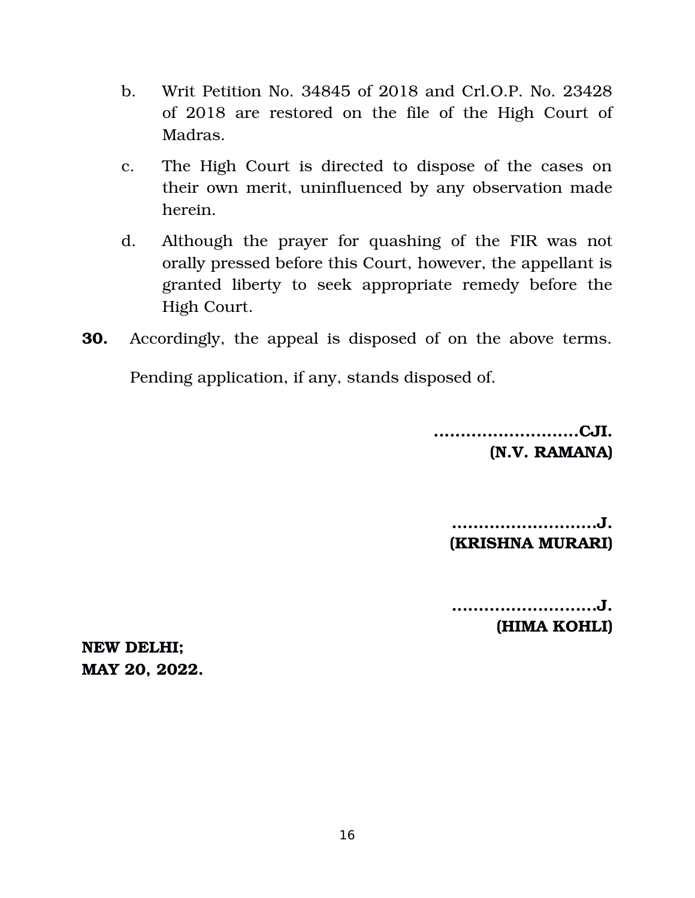b. Writ Petition No. 34845 of 2018 and Crl.O.P. No. 23428 of 2018 are restored on the file of the High Court of Madras.

c. The High Court is directed to dispose of the cases on their own merit, uninfluenced by any observation made herein.

d. Although the prayer for quashing of the FIR was not orally pressed before this Court, however, the appellant is granted liberty to seek appropriate remedy before the High Court.

**30.** Accordingly, the appeal is disposed of on the above terms.

Pending application, if any, stands disposed of.

**.........................CJI.**
**(N.V. RAMANA)**

**.........................J.**
**(KRISHNA MURARI)**

**.........................J.**
**(HIMA KOHLI)**

**NEW DELHI;**
**MAY 20, 2022.**